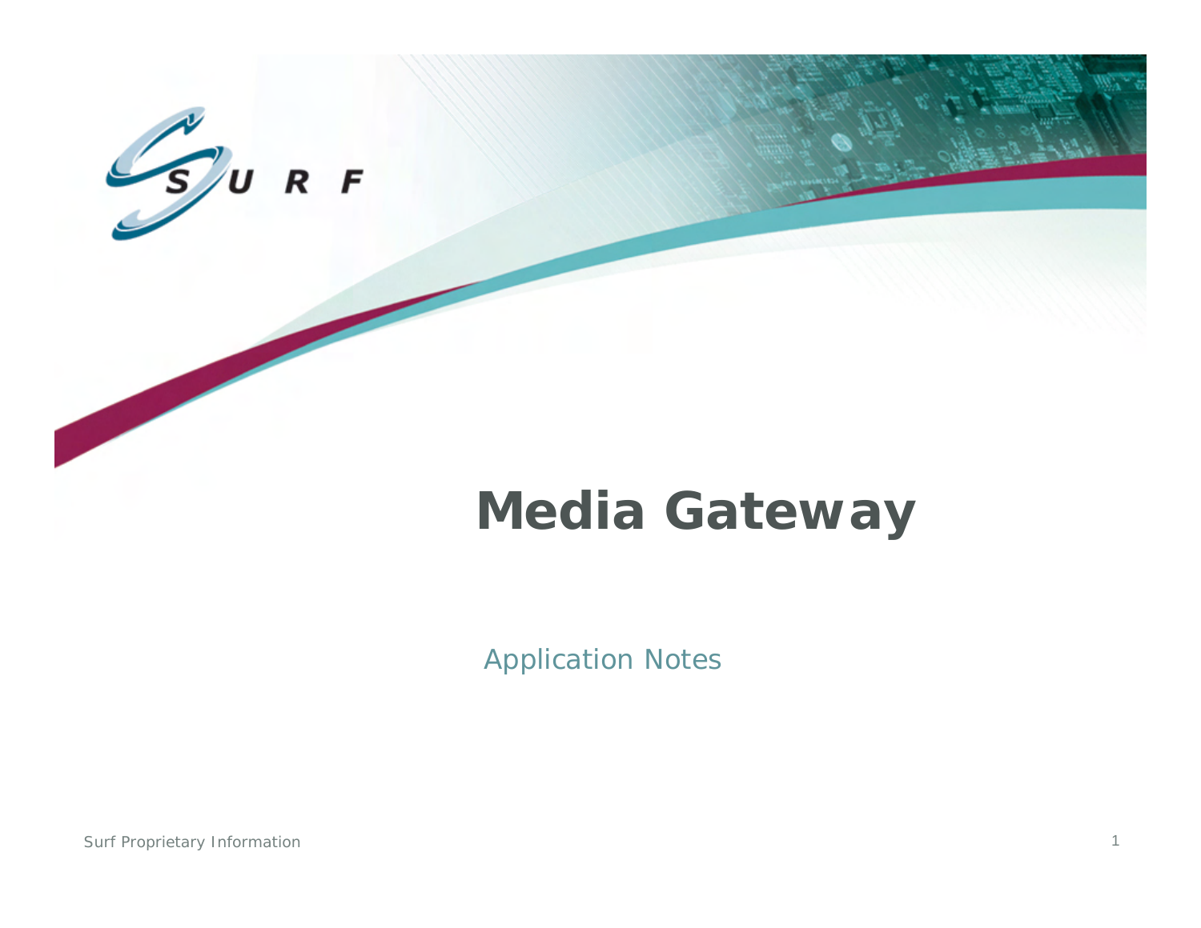# Media Gateway

Application Notes

Surf Proprietary Information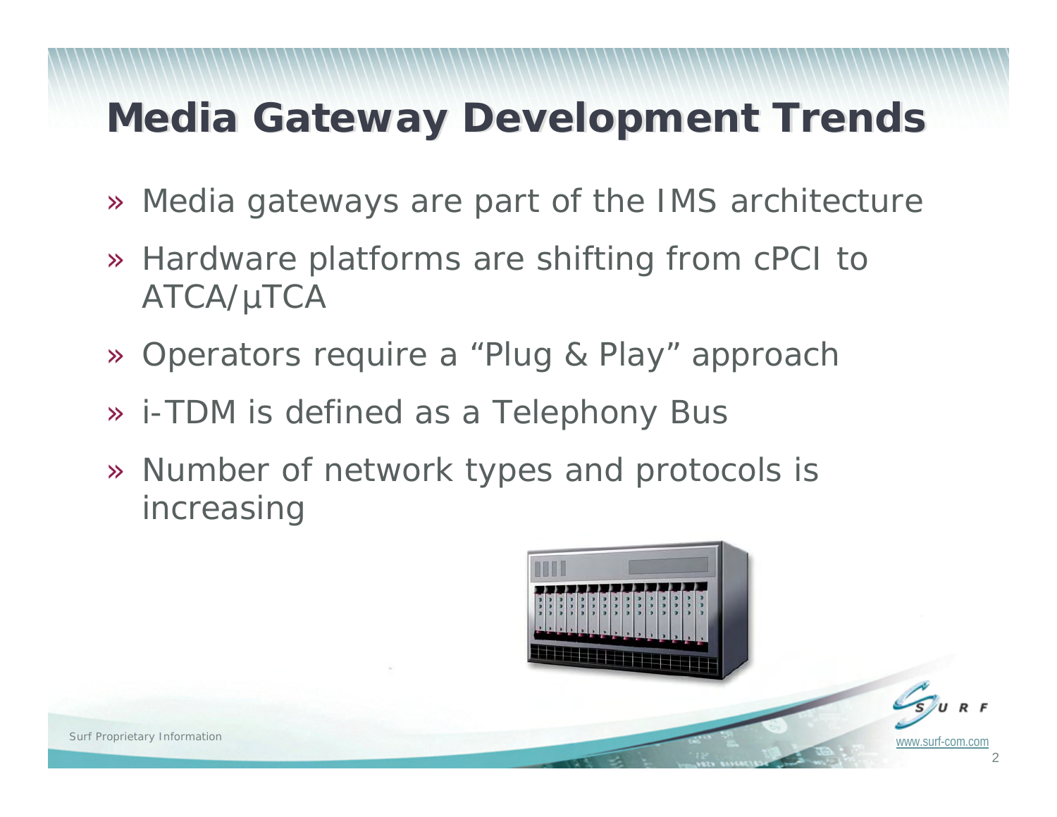# Media Gateway Development Trends

- Media gateways are part of the IMS architecture
- Hardware platforms are shifting from cPCI to ATCA/µTCA
- Operators require a "Plug & Play" approach
- i-TDM is defined as a Telephony Bus
- Number of network types and protocols is increasing

Surf Proprietary Information

www.surf-com.com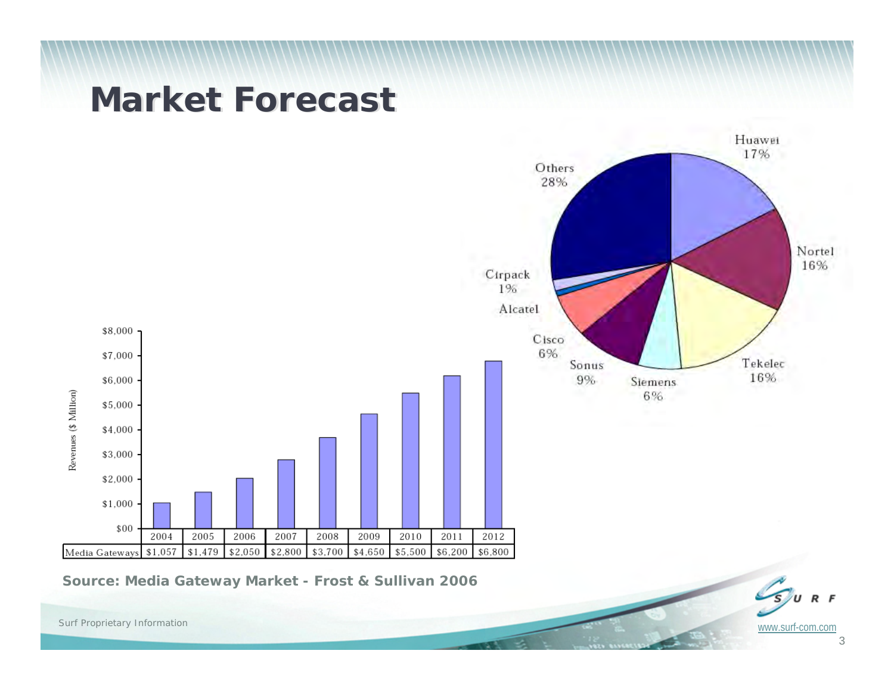# Market Forecast

Revenues ($ Million)

| | 2004 | 2005 | 2006 | 2007 | 2008 | 2009 | 2010 | 2011 | 2012 |
|---|---|---|---|---|---|---|---|---|---|
| Media Gateways | $1,057 | $1,479 | $2,050 | $2,800 | $3,700 | $4,650 | $5,500 | $6,200 | $6,800 |

| Vendor | Market Share |
|---|---|
| Huawei | 17% |
| Nortel | 16% |
| Tekelec | 16% |
| Siemens | 6% |
| Sonus | 9% |
| Cisco | 6% |
| Alcatel | |
| Cirpack | 1% |
| Others | 28% |

**Source: Media Gateway Market - Frost & Sullivan 2006**

Surf Proprietary Information

www.surf-com.com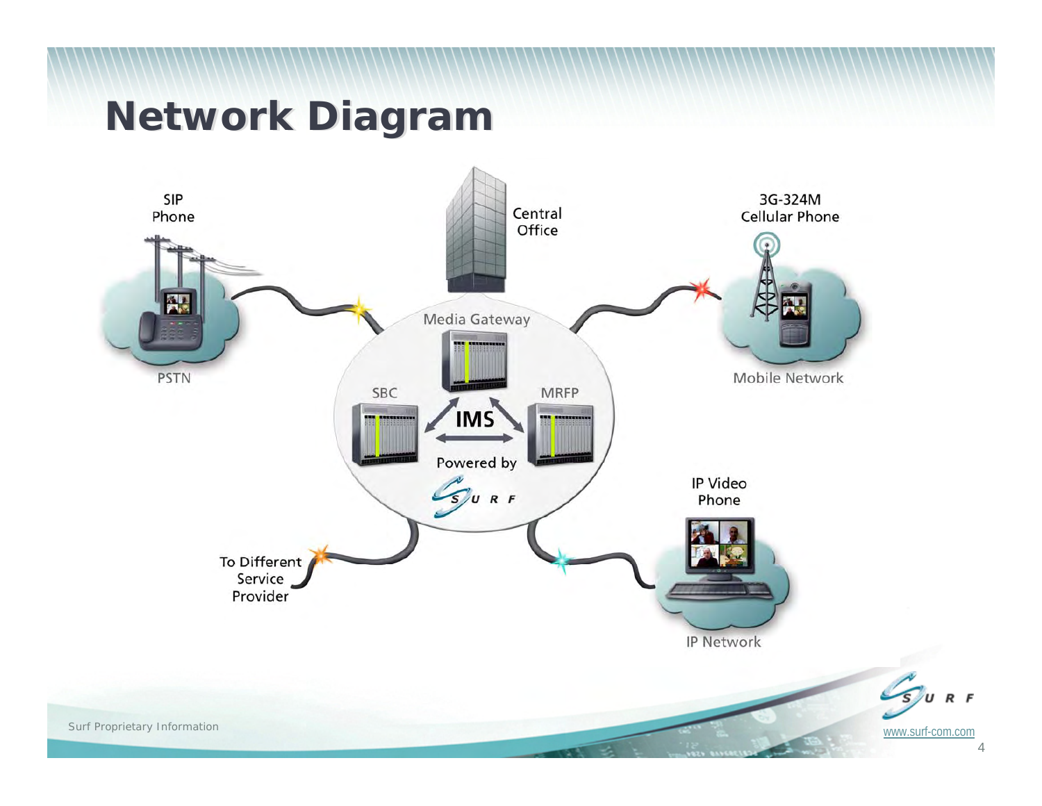# Network Diagram

SIP Phone

PSTN

Central Office

Media Gateway

SBC

IMS

MRFP

Powered by SURF

3G-324M Cellular Phone

Mobile Network

IP Video Phone

IP Network

To Different Service Provider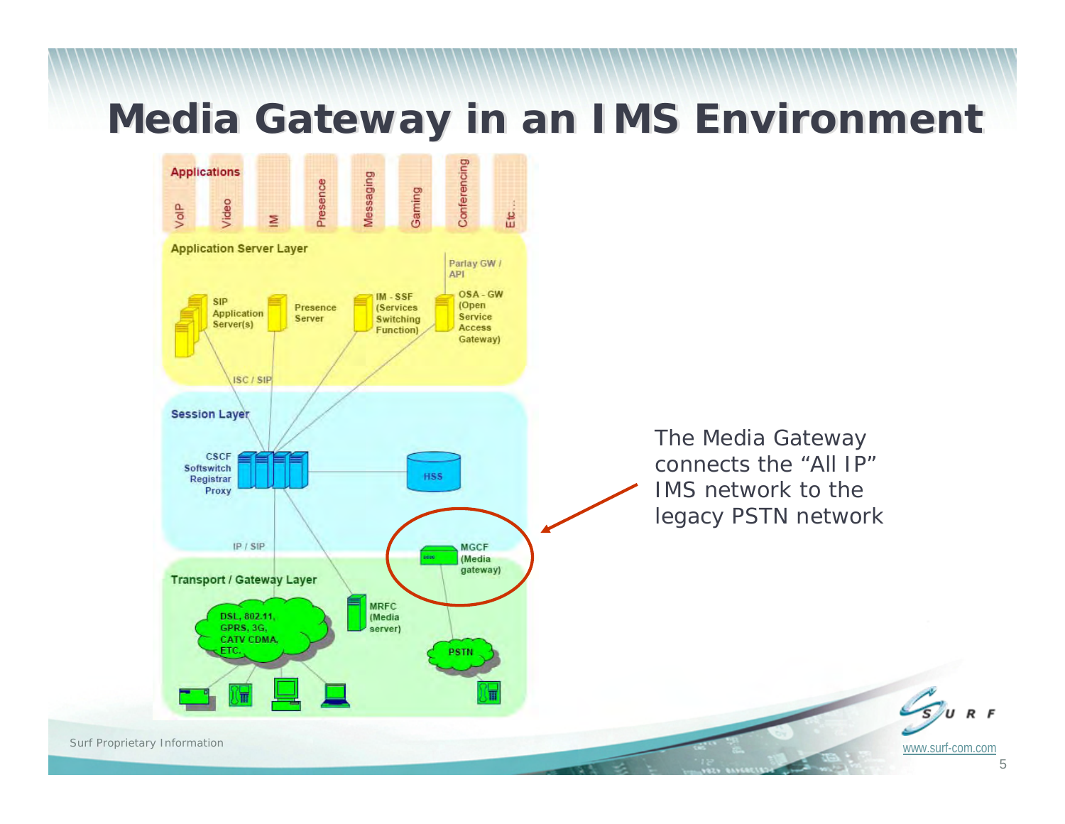# Media Gateway in an IMS Environment

Applications: VoIP, Video, IM, Presence, Messaging, Gaming, Conferencing, Etc…

Application Server Layer: SIP Application Server(s), Presence Server, IM - SSF (Services Switching Function), OSA - GW (Open Service Access Gateway), Parlay GW / API

ISC / SIP

Session Layer: CSCF Softswitch Registrar Proxy, HSS

IP / SIP

Transport / Gateway Layer: DSL, 802.11, GPRS, 3G, CATV CDMA, ETC., MRFC (Media server), MGCF (Media gateway), PSTN

The Media Gateway connects the "All IP" IMS network to the legacy PSTN network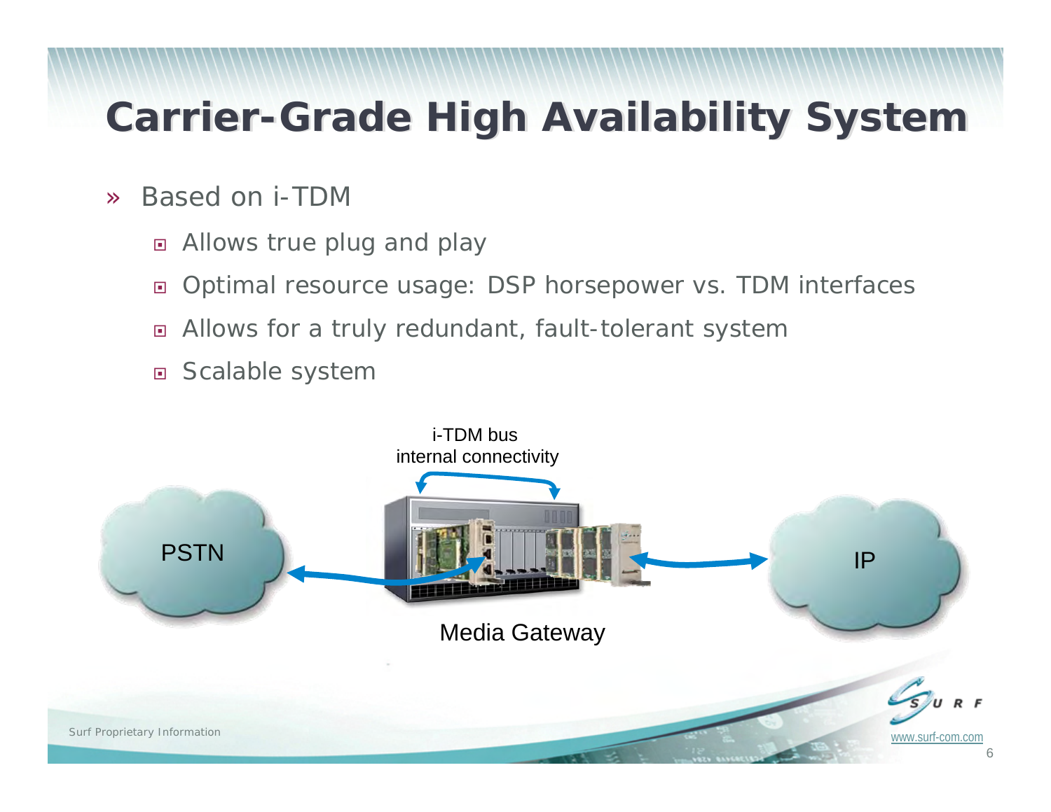# Carrier-Grade High Availability System

- Based on i-TDM
  - Allows true plug and play
  - Optimal resource usage: DSP horsepower vs. TDM interfaces
  - Allows for a truly redundant, fault-tolerant system
  - Scalable system

i-TDM bus
internal connectivity

PSTN

IP

Media Gateway

Surf Proprietary Information

www.surf-com.com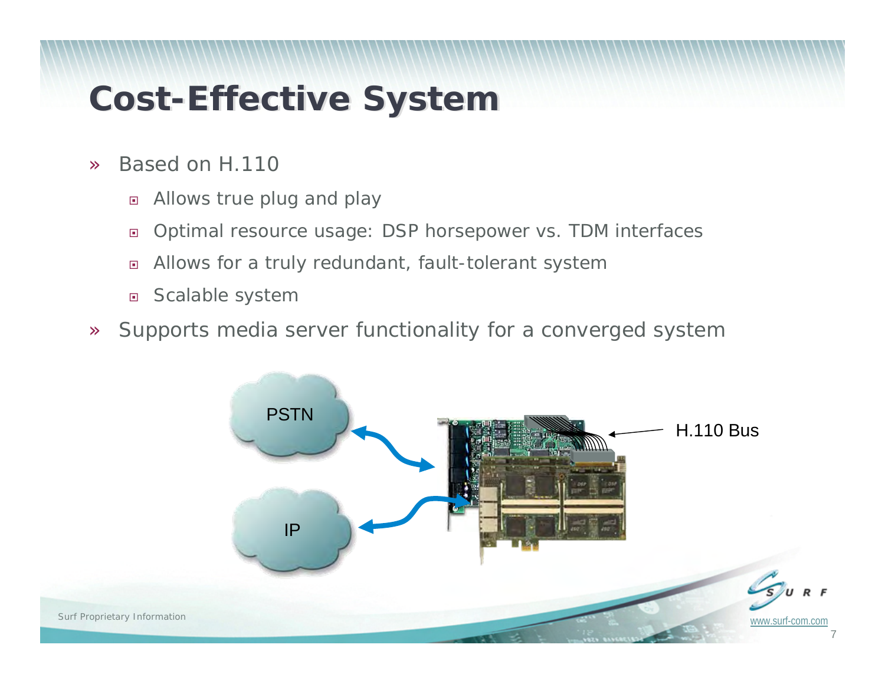# Cost-Effective System

- Based on H.110
  - Allows true plug and play
  - Optimal resource usage: DSP horsepower vs. TDM interfaces
  - Allows for a truly redundant, fault-tolerant system
  - Scalable system
- Supports media server functionality for a converged system

PSTN

IP

H.110 Bus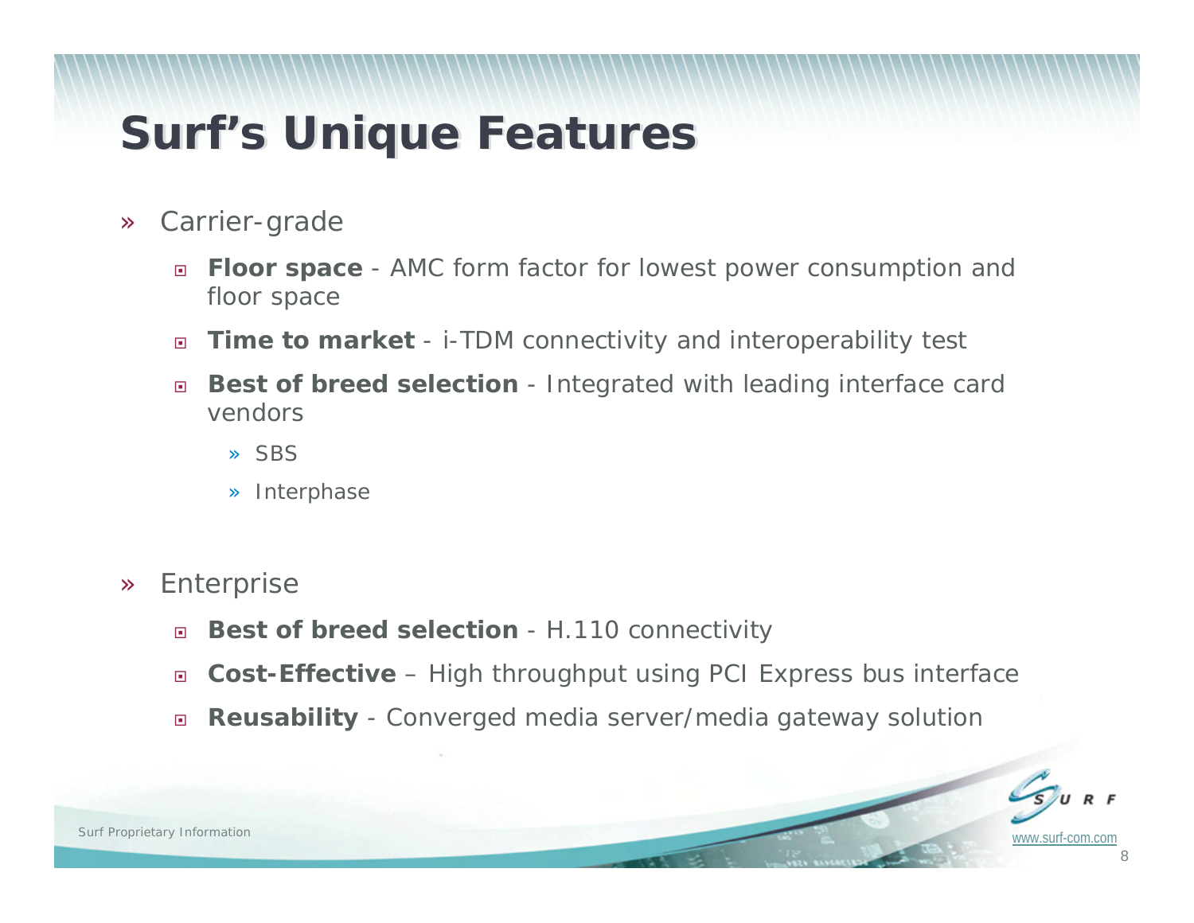# Surf's Unique Features

- Carrier-grade
  - **Floor space** - AMC form factor for lowest power consumption and floor space
  - **Time to market** - i-TDM connectivity and interoperability test
  - **Best of breed selection** - Integrated with leading interface card vendors
    - SBS
    - Interphase
- Enterprise
  - **Best of breed selection** - H.110 connectivity
  - **Cost-Effective** – High throughput using PCI Express bus interface
  - **Reusability** - Converged media server/media gateway solution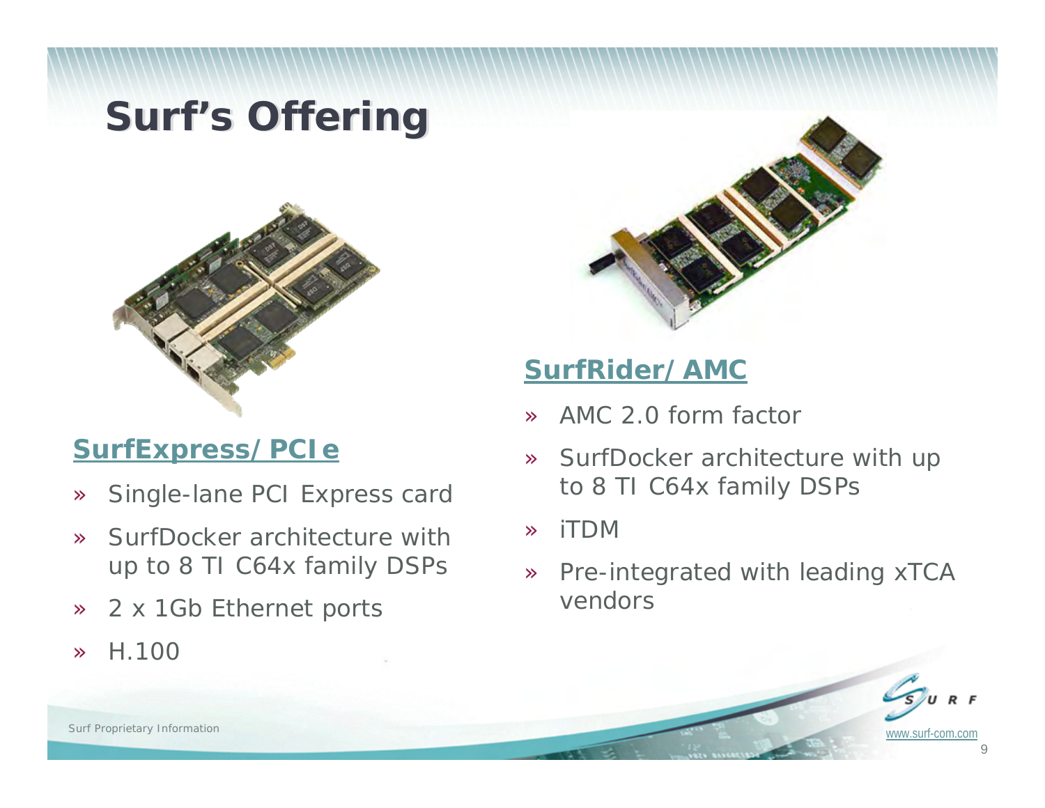# Surf's Offering

## SurfExpress/PCIe

- Single-lane PCI Express card
- SurfDocker architecture with up to 8 TI C64x family DSPs
- 2 x 1Gb Ethernet ports
- H.100

## SurfRider/AMC

- AMC 2.0 form factor
- SurfDocker architecture with up to 8 TI C64x family DSPs
- iTDM
- Pre-integrated with leading xTCA vendors

Surf Proprietary Information

www.surf-com.com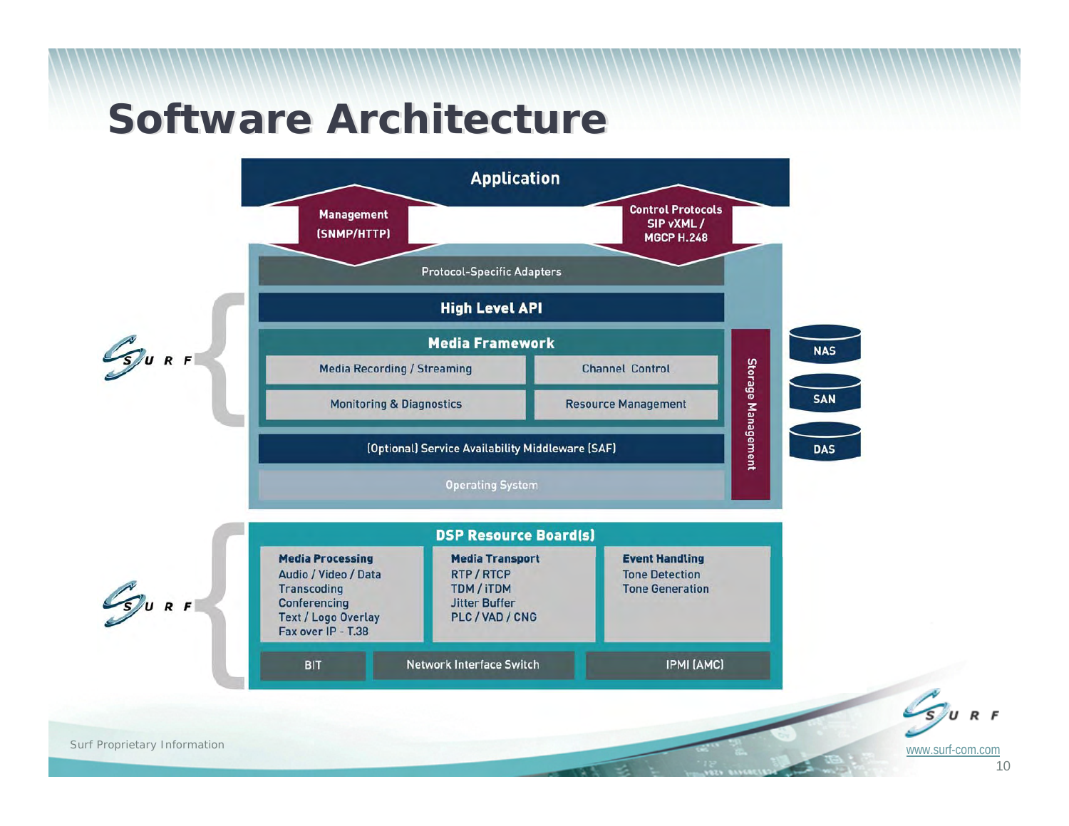# Software Architecture

**Application**

- Management (SNMP/HTTP)
- Control Protocols SIP vXML / MGCP H.248

Protocol-Specific Adapters

**High Level API**

**Media Framework**

- Media Recording / Streaming
- Channel Control
- Monitoring & Diagnostics
- Resource Management

(Optional) Service Availability Middleware (SAF)

Operating System

Storage Management

- NAS
- SAN
- DAS

**DSP Resource Board(s)**

**Media Processing**
- Audio / Video / Data
- Transcoding
- Conferencing
- Text / Logo Overlay
- Fax over IP - T.38

**Media Transport**
- RTP / RTCP
- TDM / iTDM
- Jitter Buffer
- PLC / VAD / CNG

**Event Handling**
- Tone Detection
- Tone Generation

BIT | Network Interface Switch | IPMI (AMC)

SURF

Surf Proprietary Information

www.surf-com.com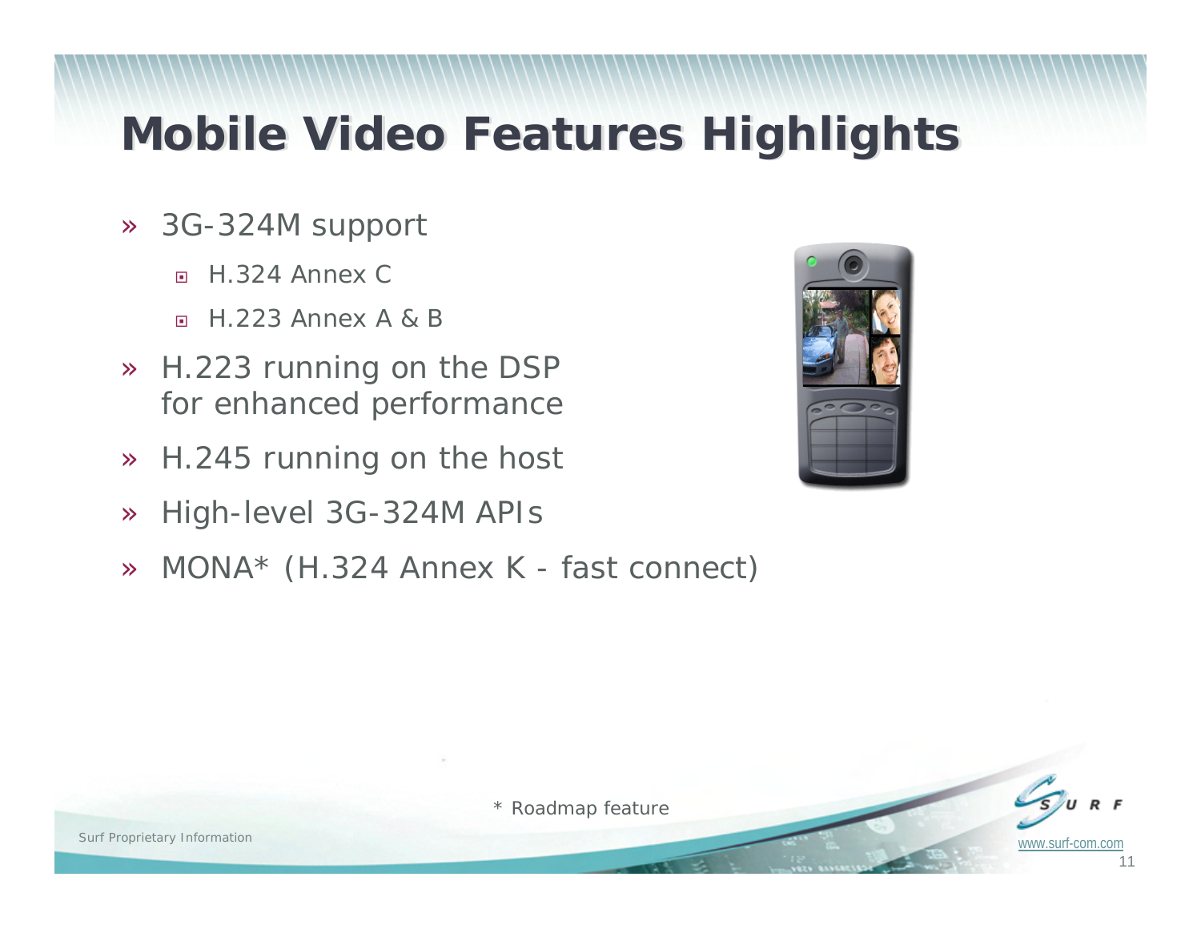# Mobile Video Features Highlights

- 3G-324M support
  - H.324 Annex C
  - H.223 Annex A & B
- H.223 running on the DSP for enhanced performance
- H.245 running on the host
- High-level 3G-324M APIs
- MONA* (H.324 Annex K - fast connect)

\* Roadmap feature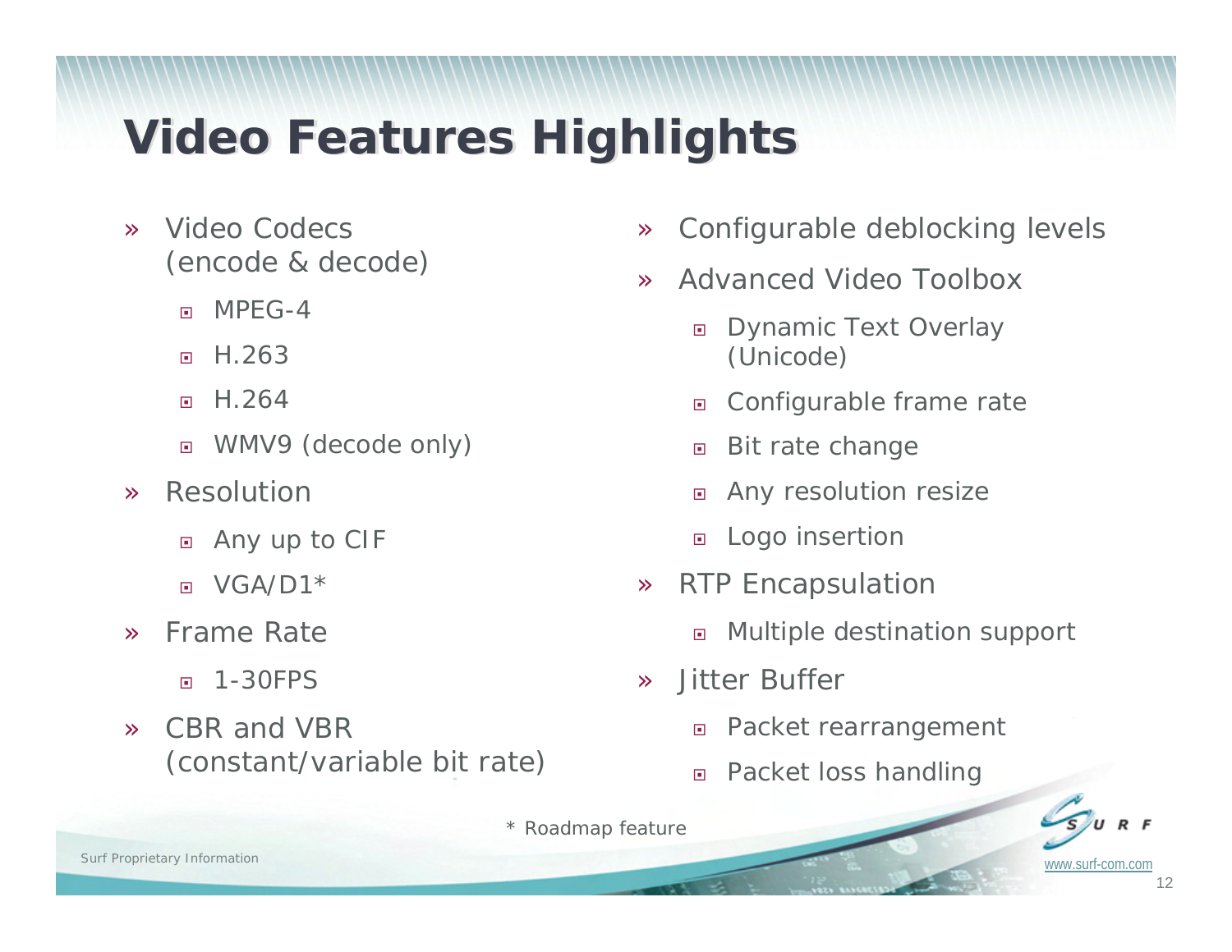# Video Features Highlights

- Video Codecs (encode & decode)
  - MPEG-4
  - H.263
  - H.264
  - WMV9 (decode only)
- Resolution
  - Any up to CIF
  - VGA/D1*
- Frame Rate
  - 1-30FPS
- CBR and VBR (constant/variable bit rate)
- Configurable deblocking levels
- Advanced Video Toolbox
  - Dynamic Text Overlay (Unicode)
  - Configurable frame rate
  - Bit rate change
  - Any resolution resize
  - Logo insertion
- RTP Encapsulation
  - Multiple destination support
- Jitter Buffer
  - Packet rearrangement
  - Packet loss handling

* Roadmap feature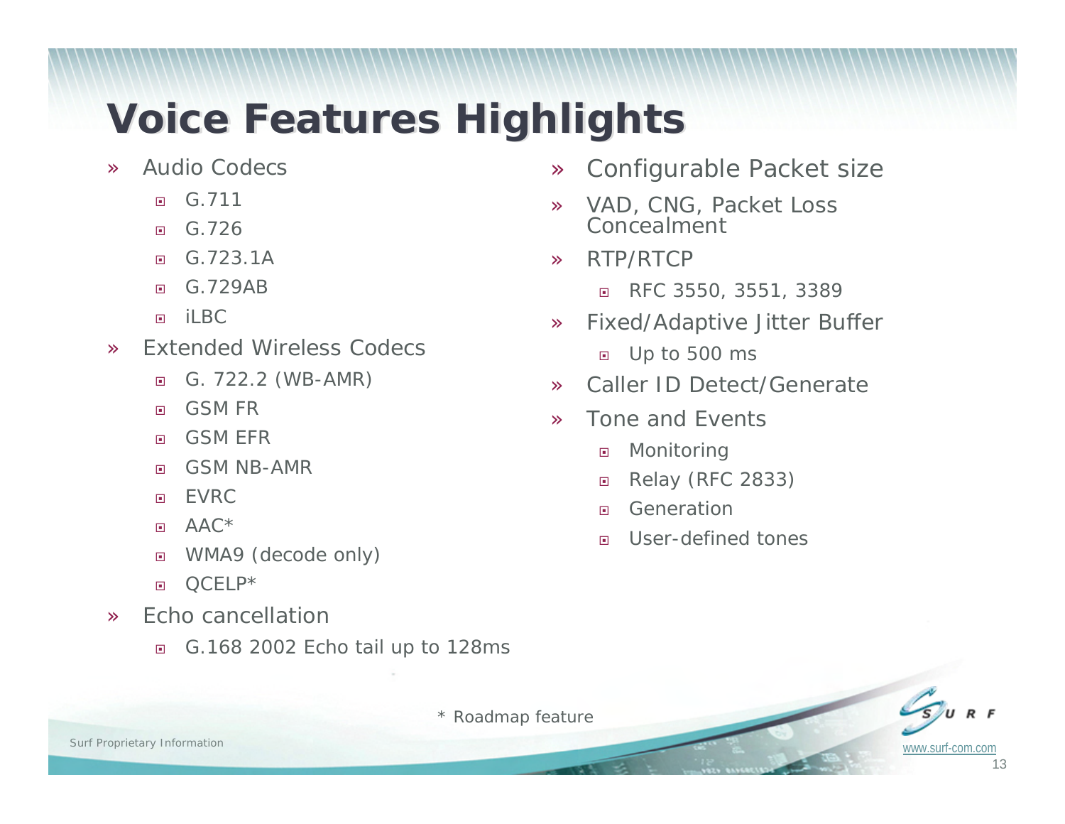# Voice Features Highlights

- Audio Codecs
  - G.711
  - G.726
  - G.723.1A
  - G.729AB
  - iLBC
- Extended Wireless Codecs
  - G. 722.2 (WB-AMR)
  - GSM FR
  - GSM EFR
  - GSM NB-AMR
  - EVRC
  - AAC*
  - WMA9 (decode only)
  - QCELP*
- Echo cancellation
  - G.168 2002 Echo tail up to 128ms
- Configurable Packet size
- VAD, CNG, Packet Loss Concealment
- RTP/RTCP
  - RFC 3550, 3551, 3389
- Fixed/Adaptive Jitter Buffer
  - Up to 500 ms
- Caller ID Detect/Generate
- Tone and Events
  - Monitoring
  - Relay (RFC 2833)
  - Generation
  - User-defined tones

\* Roadmap feature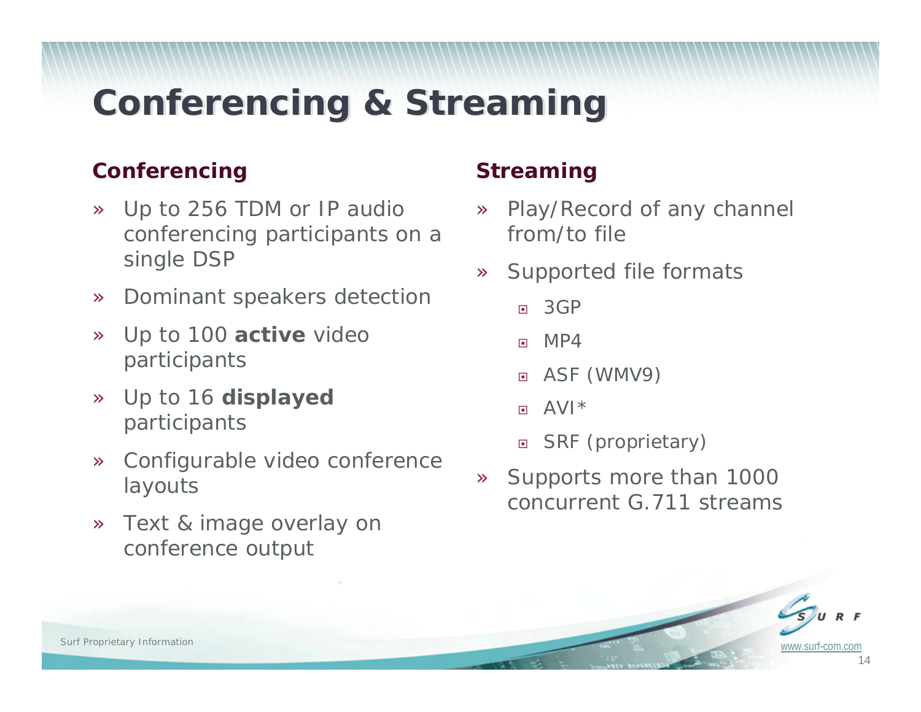# Conferencing & Streaming

## Conferencing

- Up to 256 TDM or IP audio conferencing participants on a single DSP
- Dominant speakers detection
- Up to 100 **active** video participants
- Up to 16 **displayed** participants
- Configurable video conference layouts
- Text & image overlay on conference output

## Streaming

- Play/Record of any channel from/to file
- Supported file formats
  - 3GP
  - MP4
  - ASF (WMV9)
  - AVI*
  - SRF (proprietary)
- Supports more than 1000 concurrent G.711 streams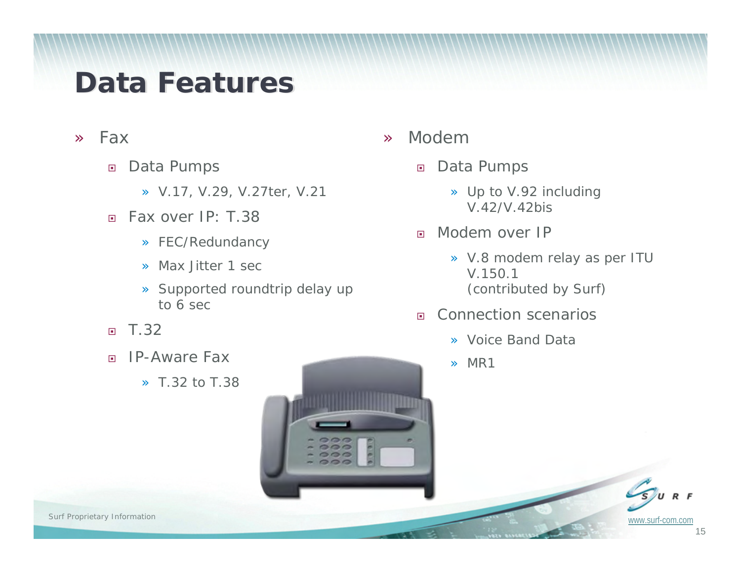# Data Features

- Fax
  - Data Pumps
    - V.17, V.29, V.27ter, V.21
  - Fax over IP: T.38
    - FEC/Redundancy
    - Max Jitter 1 sec
    - Supported roundtrip delay up to 6 sec
  - T.32
  - IP-Aware Fax
    - T.32 to T.38

- Modem
  - Data Pumps
    - Up to V.92 including V.42/V.42bis
  - Modem over IP
    - V.8 modem relay as per ITU V.150.1 (contributed by Surf)
  - Connection scenarios
    - Voice Band Data
    - MR1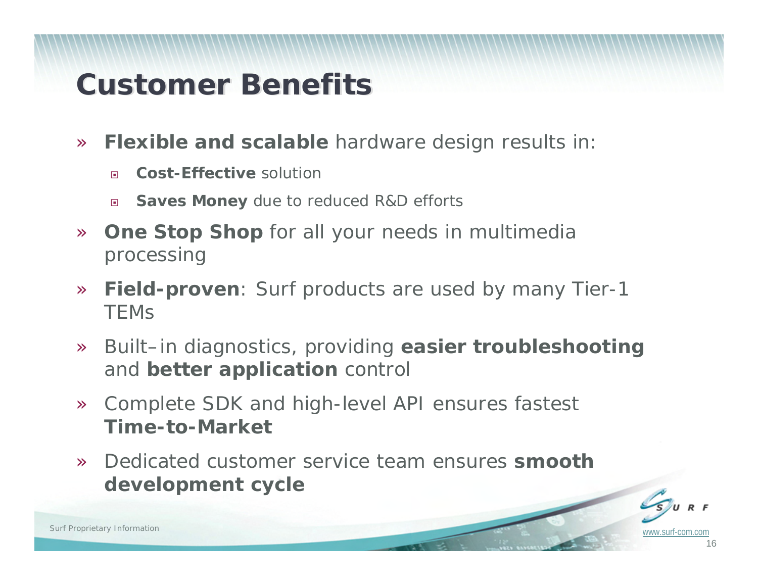# Customer Benefits

- **Flexible and scalable** hardware design results in:
  - **Cost-Effective** solution
  - **Saves Money** due to reduced R&D efforts
- **One Stop Shop** for all your needs in multimedia processing
- **Field-proven**: Surf products are used by many Tier-1 TEMs
- Built–in diagnostics, providing **easier troubleshooting** and **better application** control
- Complete SDK and high-level API ensures fastest **Time-to-Market**
- Dedicated customer service team ensures **smooth development cycle**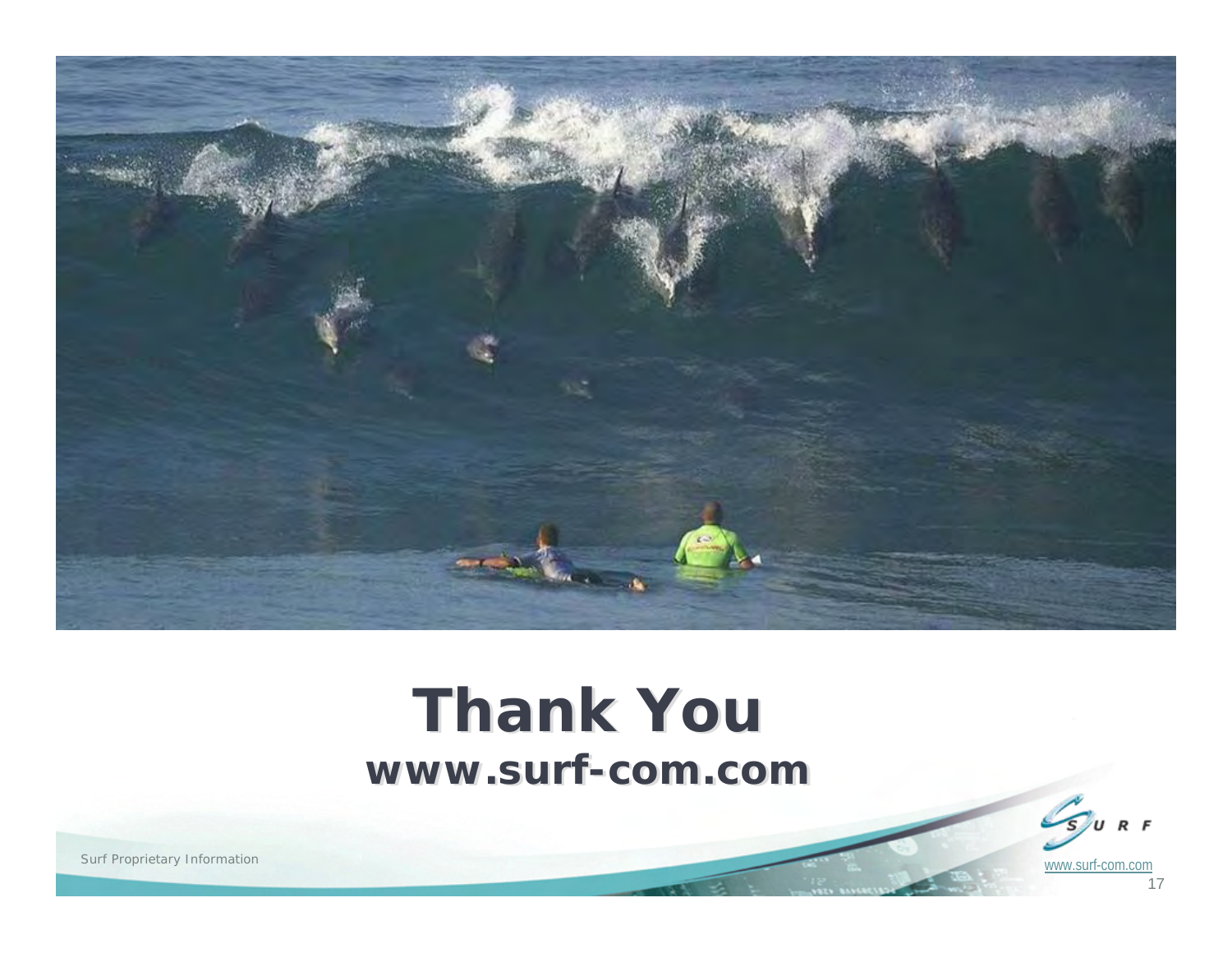# Thank You

## www.surf-com.com